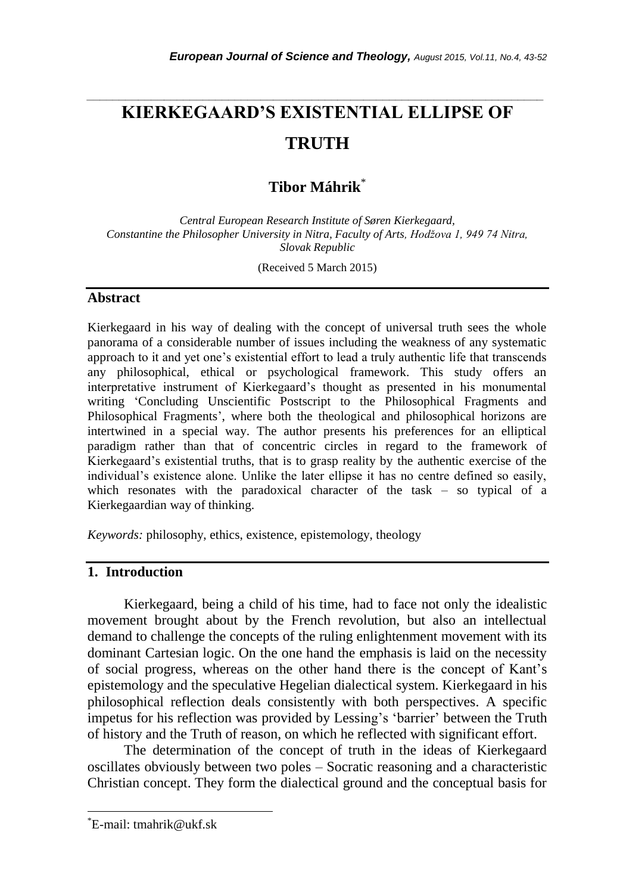# KIERKEGAARD'S EXISTENTIAL ELLIPSE OF TRUTH

## Tibor Máhrik*

*Central European Research Institute of Søren Kierkegaard, Constantine the Philosopher University in Nitra, Faculty of Arts, Hodžova 1, 949 74 Nitra, Slovak Republic*

(Received 5 March 2015)

## Abstract

Kierkegaard in his way of dealing with the concept of universal truth sees the whole panorama of a considerable number of issues including the weakness of any systematic approach to it and yet one's existential effort to lead a truly authentic life that transcends any philosophical, ethical or psychological framework. This study offers an interpretative instrument of Kierkegaard's thought as presented in his monumental writing 'Concluding Unscientific Postscript to the Philosophical Fragments and Philosophical Fragments', where both the theological and philosophical horizons are intertwined in a special way. The author presents his preferences for an elliptical paradigm rather than that of concentric circles in regard to the framework of Kierkegaard's existential truths, that is to grasp reality by the authentic exercise of the individual's existence alone. Unlike the later ellipse it has no centre defined so easily, which resonates with the paradoxical character of the task – so typical of a Kierkegaardian way of thinking.

*Keywords:* philosophy, ethics, existence, epistemology, theology

## 1. Introduction

Kierkegaard, being a child of his time, had to face not only the idealistic movement brought about by the French revolution, but also an intellectual demand to challenge the concepts of the ruling enlightenment movement with its dominant Cartesian logic. On the one hand the emphasis is laid on the necessity of social progress, whereas on the other hand there is the concept of Kant's epistemology and the speculative Hegelian dialectical system. Kierkegaard in his philosophical reflection deals consistently with both perspectives. A specific impetus for his reflection was provided by Lessing's 'barrier' between the Truth of history and the Truth of reason, on which he reflected with significant effort.

The determination of the concept of truth in the ideas of Kierkegaard oscillates obviously between two poles – Socratic reasoning and a characteristic Christian concept. They form the dialectical ground and the conceptual basis for

*E-mail: tmahrik@ukf.sk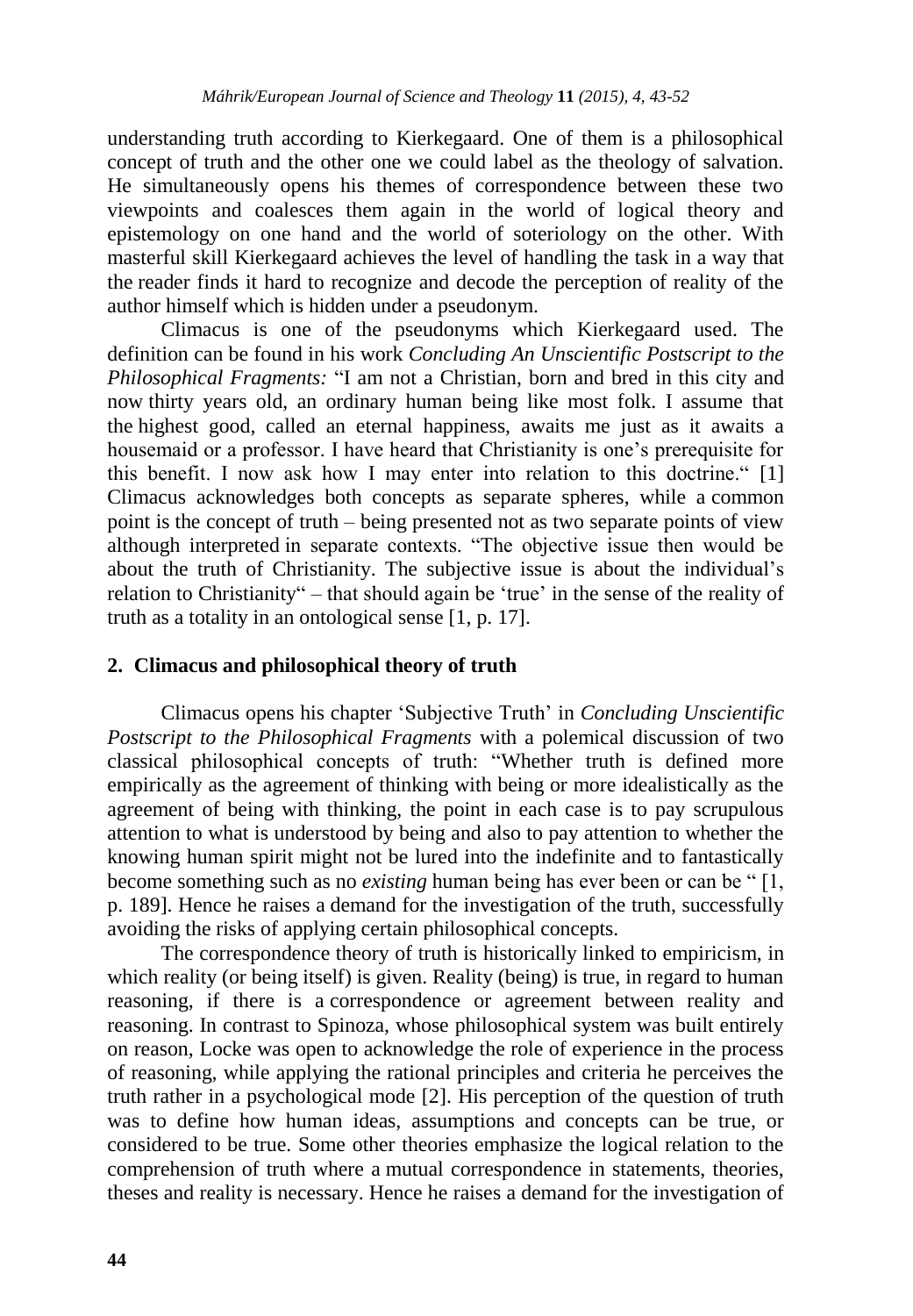understanding truth according to Kierkegaard. One of them is a philosophical concept of truth and the other one we could label as the theology of salvation. He simultaneously opens his themes of correspondence between these two viewpoints and coalesces them again in the world of logical theory and epistemology on one hand and the world of soteriology on the other. With masterful skill Kierkegaard achieves the level of handling the task in a way that the reader finds it hard to recognize and decode the perception of reality of the author himself which is hidden under a pseudonym.

Climacus is one of the pseudonyms which Kierkegaard used. The definition can be found in his work *Concluding An Unscientific Postscript to the Philosophical Fragments:* "I am not a Christian, born and bred in this city and now thirty years old, an ordinary human being like most folk. I assume that the highest good, called an eternal happiness, awaits me just as it awaits a housemaid or a professor. I have heard that Christianity is one's prerequisite for this benefit. I now ask how I may enter into relation to this doctrine." [1] Climacus acknowledges both concepts as separate spheres, while a common point is the concept of truth – being presented not as two separate points of view although interpreted in separate contexts. "The objective issue then would be about the truth of Christianity. The subjective issue is about the individual's relation to Christianity" – that should again be 'true' in the sense of the reality of truth as a totality in an ontological sense [1, p. 17].

## 2. Climacus and philosophical theory of truth

Climacus opens his chapter 'Subjective Truth' in *Concluding Unscientific Postscript to the Philosophical Fragments* with a polemical discussion of two classical philosophical concepts of truth: "Whether truth is defined more empirically as the agreement of thinking with being or more idealistically as the agreement of being with thinking, the point in each case is to pay scrupulous attention to what is understood by being and also to pay attention to whether the knowing human spirit might not be lured into the indefinite and to fantastically become something such as no *existing* human being has ever been or can be " [1, p. 189]. Hence he raises a demand for the investigation of the truth, successfully avoiding the risks of applying certain philosophical concepts.

The correspondence theory of truth is historically linked to empiricism, in which reality (or being itself) is given. Reality (being) is true, in regard to human reasoning, if there is a correspondence or agreement between reality and reasoning. In contrast to Spinoza, whose philosophical system was built entirely on reason, Locke was open to acknowledge the role of experience in the process of reasoning, while applying the rational principles and criteria he perceives the truth rather in a psychological mode [2]. His perception of the question of truth was to define how human ideas, assumptions and concepts can be true, or considered to be true. Some other theories emphasize the logical relation to the comprehension of truth where a mutual correspondence in statements, theories, theses and reality is necessary. Hence he raises a demand for the investigation of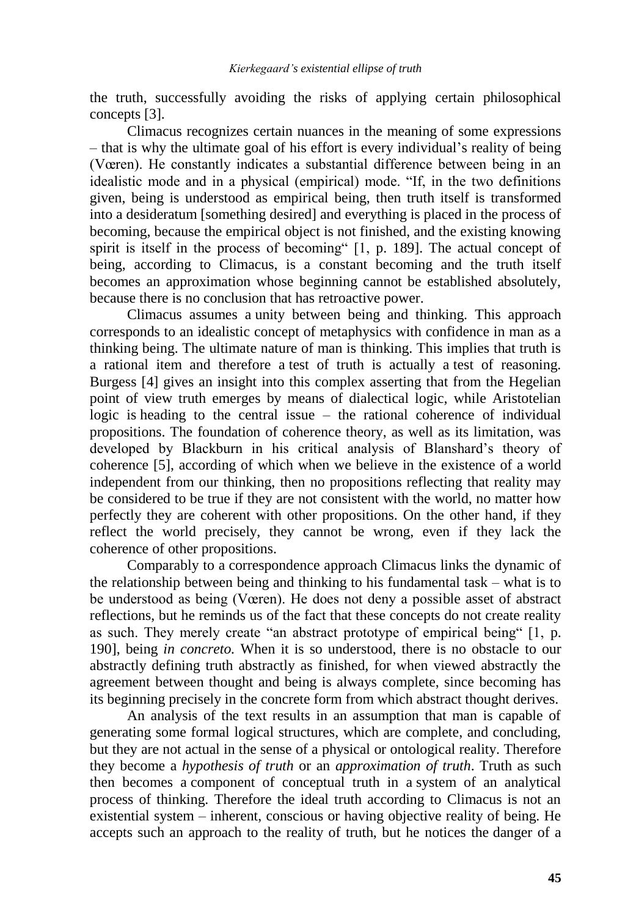the truth, successfully avoiding the risks of applying certain philosophical concepts [3].

Climacus recognizes certain nuances in the meaning of some expressions – that is why the ultimate goal of his effort is every individual's reality of being (Væren). He constantly indicates a substantial difference between being in an idealistic mode and in a physical (empirical) mode. "If, in the two definitions given, being is understood as empirical being, then truth itself is transformed into a desideratum [something desired] and everything is placed in the process of becoming, because the empirical object is not finished, and the existing knowing spirit is itself in the process of becoming" [1, p. 189]. The actual concept of being, according to Climacus, is a constant becoming and the truth itself becomes an approximation whose beginning cannot be established absolutely, because there is no conclusion that has retroactive power.

Climacus assumes a unity between being and thinking. This approach corresponds to an idealistic concept of metaphysics with confidence in man as a thinking being. The ultimate nature of man is thinking. This implies that truth is a rational item and therefore a test of truth is actually a test of reasoning. Burgess [4] gives an insight into this complex asserting that from the Hegelian point of view truth emerges by means of dialectical logic, while Aristotelian logic is heading to the central issue – the rational coherence of individual propositions. The foundation of coherence theory, as well as its limitation, was developed by Blackburn in his critical analysis of Blanshard's theory of coherence [5], according of which when we believe in the existence of a world independent from our thinking, then no propositions reflecting that reality may be considered to be true if they are not consistent with the world, no matter how perfectly they are coherent with other propositions. On the other hand, if they reflect the world precisely, they cannot be wrong, even if they lack the coherence of other propositions.

Comparably to a correspondence approach Climacus links the dynamic of the relationship between being and thinking to his fundamental task – what is to be understood as being (Væren). He does not deny a possible asset of abstract reflections, but he reminds us of the fact that these concepts do not create reality as such. They merely create "an abstract prototype of empirical being" [1, p. 190], being *in concreto.* When it is so understood, there is no obstacle to our abstractly defining truth abstractly as finished, for when viewed abstractly the agreement between thought and being is always complete, since becoming has its beginning precisely in the concrete form from which abstract thought derives.

An analysis of the text results in an assumption that man is capable of generating some formal logical structures, which are complete, and concluding, but they are not actual in the sense of a physical or ontological reality. Therefore they become a *hypothesis of truth* or an *approximation of truth*. Truth as such then becomes a component of conceptual truth in a system of an analytical process of thinking. Therefore the ideal truth according to Climacus is not an existential system – inherent, conscious or having objective reality of being. He accepts such an approach to the reality of truth, but he notices the danger of a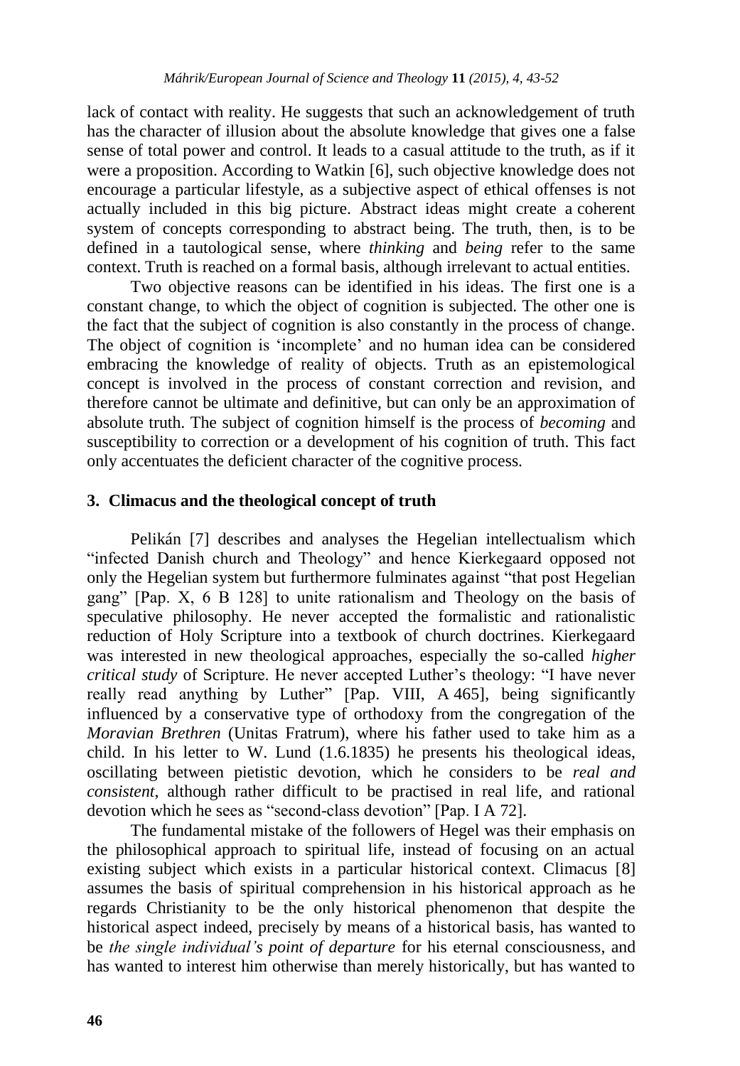lack of contact with reality. He suggests that such an acknowledgement of truth has the character of illusion about the absolute knowledge that gives one a false sense of total power and control. It leads to a casual attitude to the truth, as if it were a proposition. According to Watkin [6], such objective knowledge does not encourage a particular lifestyle, as a subjective aspect of ethical offenses is not actually included in this big picture. Abstract ideas might create a coherent system of concepts corresponding to abstract being. The truth, then, is to be defined in a tautological sense, where *thinking* and *being* refer to the same context. Truth is reached on a formal basis, although irrelevant to actual entities.

Two objective reasons can be identified in his ideas. The first one is a constant change, to which the object of cognition is subjected. The other one is the fact that the subject of cognition is also constantly in the process of change. The object of cognition is 'incomplete' and no human idea can be considered embracing the knowledge of reality of objects. Truth as an epistemological concept is involved in the process of constant correction and revision, and therefore cannot be ultimate and definitive, but can only be an approximation of absolute truth. The subject of cognition himself is the process of *becoming* and susceptibility to correction or a development of his cognition of truth. This fact only accentuates the deficient character of the cognitive process.

## 3. Climacus and the theological concept of truth

Pelikán [7] describes and analyses the Hegelian intellectualism which "infected Danish church and Theology" and hence Kierkegaard opposed not only the Hegelian system but furthermore fulminates against "that post Hegelian gang" [Pap. X, 6 B 128] to unite rationalism and Theology on the basis of speculative philosophy. He never accepted the formalistic and rationalistic reduction of Holy Scripture into a textbook of church doctrines. Kierkegaard was interested in new theological approaches, especially the so-called *higher critical study* of Scripture. He never accepted Luther's theology: "I have never really read anything by Luther" [Pap. VIII, A 465], being significantly influenced by a conservative type of orthodoxy from the congregation of the *Moravian Brethren* (Unitas Fratrum), where his father used to take him as a child. In his letter to W. Lund (1.6.1835) he presents his theological ideas, oscillating between pietistic devotion, which he considers to be *real and consistent*, although rather difficult to be practised in real life, and rational devotion which he sees as "second-class devotion" [Pap. I A 72].

The fundamental mistake of the followers of Hegel was their emphasis on the philosophical approach to spiritual life, instead of focusing on an actual existing subject which exists in a particular historical context. Climacus [8] assumes the basis of spiritual comprehension in his historical approach as he regards Christianity to be the only historical phenomenon that despite the historical aspect indeed, precisely by means of a historical basis, has wanted to be *the single individual's point of departure* for his eternal consciousness, and has wanted to interest him otherwise than merely historically, but has wanted to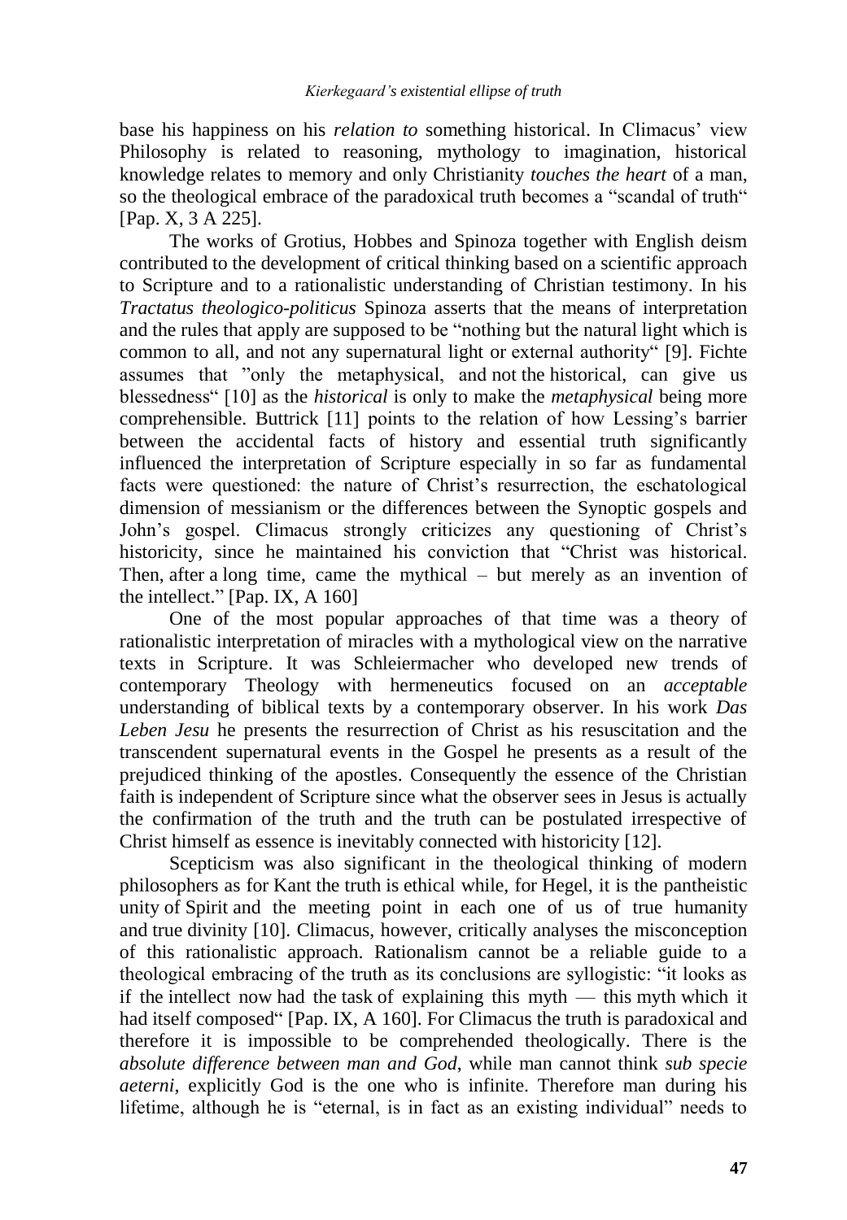base his happiness on his *relation to* something historical. In Climacus' view Philosophy is related to reasoning, mythology to imagination, historical knowledge relates to memory and only Christianity *touches the heart* of a man, so the theological embrace of the paradoxical truth becomes a "scandal of truth" [Pap. X, 3 A 225].

The works of Grotius, Hobbes and Spinoza together with English deism contributed to the development of critical thinking based on a scientific approach to Scripture and to a rationalistic understanding of Christian testimony. In his *Tractatus theologico-politicus* Spinoza asserts that the means of interpretation and the rules that apply are supposed to be "nothing but the natural light which is common to all, and not any supernatural light or external authority" [9]. Fichte assumes that "only the metaphysical, and not the historical, can give us blessedness" [10] as the *historical* is only to make the *metaphysical* being more comprehensible. Buttrick [11] points to the relation of how Lessing's barrier between the accidental facts of history and essential truth significantly influenced the interpretation of Scripture especially in so far as fundamental facts were questioned: the nature of Christ's resurrection, the eschatological dimension of messianism or the differences between the Synoptic gospels and John's gospel. Climacus strongly criticizes any questioning of Christ's historicity, since he maintained his conviction that "Christ was historical. Then, after a long time, came the mythical – but merely as an invention of the intellect." [Pap. IX, A 160]

One of the most popular approaches of that time was a theory of rationalistic interpretation of miracles with a mythological view on the narrative texts in Scripture. It was Schleiermacher who developed new trends of contemporary Theology with hermeneutics focused on an *acceptable* understanding of biblical texts by a contemporary observer. In his work *Das Leben Jesu* he presents the resurrection of Christ as his resuscitation and the transcendent supernatural events in the Gospel he presents as a result of the prejudiced thinking of the apostles. Consequently the essence of the Christian faith is independent of Scripture since what the observer sees in Jesus is actually the confirmation of the truth and the truth can be postulated irrespective of Christ himself as essence is inevitably connected with historicity [12].

Scepticism was also significant in the theological thinking of modern philosophers as for Kant the truth is ethical while, for Hegel, it is the pantheistic unity of Spirit and the meeting point in each one of us of true humanity and true divinity [10]. Climacus, however, critically analyses the misconception of this rationalistic approach. Rationalism cannot be a reliable guide to a theological embracing of the truth as its conclusions are syllogistic: "it looks as if the intellect now had the task of explaining this myth — this myth which it had itself composed" [Pap. IX, A 160]. For Climacus the truth is paradoxical and therefore it is impossible to be comprehended theologically. There is the *absolute difference between man and God*, while man cannot think *sub specie aeterni*, explicitly God is the one who is infinite. Therefore man during his lifetime, although he is "eternal, is in fact as an existing individual" needs to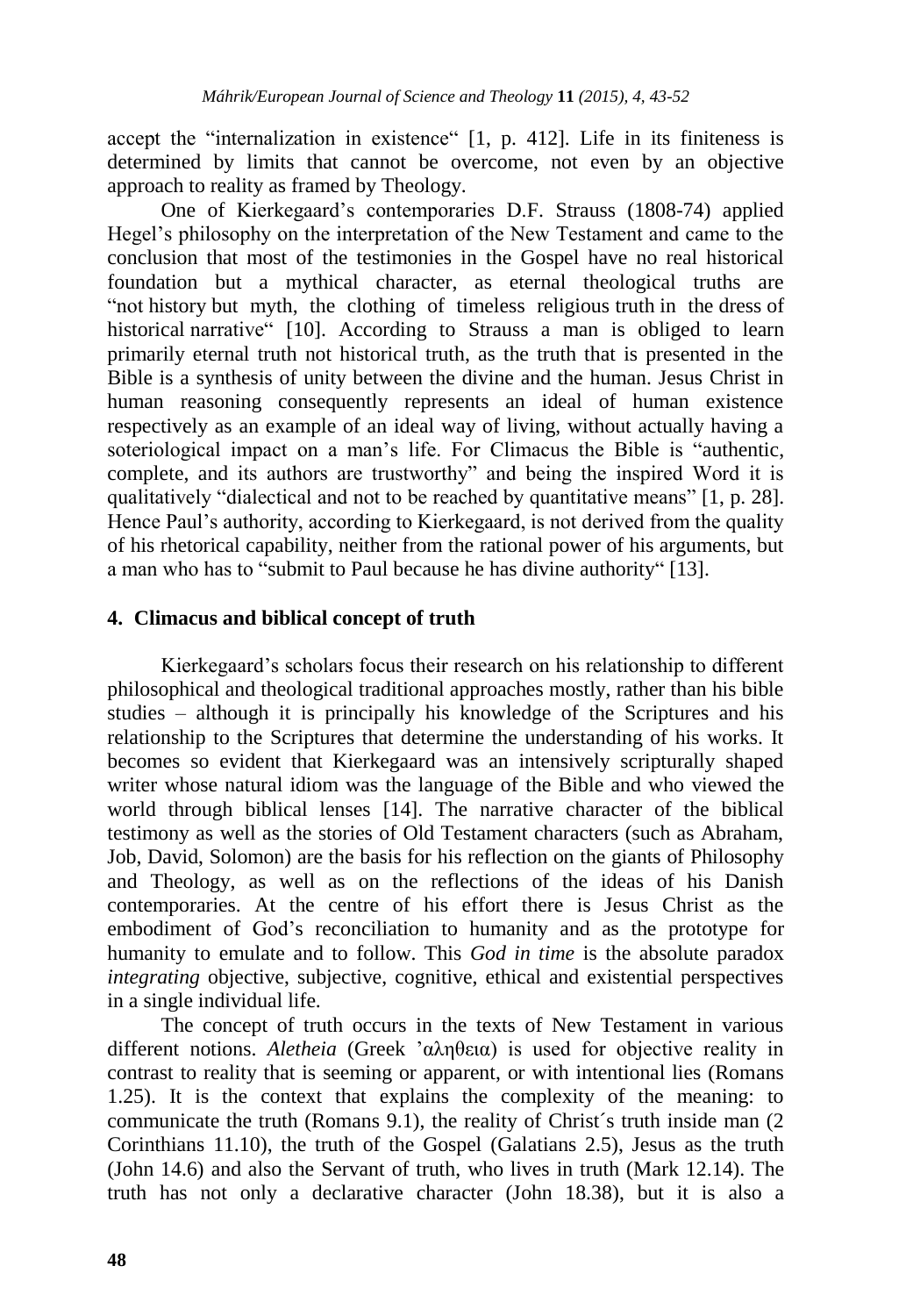accept the "internalization in existence" [1, p. 412]. Life in its finiteness is determined by limits that cannot be overcome, not even by an objective approach to reality as framed by Theology.

One of Kierkegaard's contemporaries D.F. Strauss (1808-74) applied Hegel's philosophy on the interpretation of the New Testament and came to the conclusion that most of the testimonies in the Gospel have no real historical foundation but a mythical character, as eternal theological truths are "not history but myth, the clothing of timeless religious truth in the dress of historical narrative" [10]. According to Strauss a man is obliged to learn primarily eternal truth not historical truth, as the truth that is presented in the Bible is a synthesis of unity between the divine and the human. Jesus Christ in human reasoning consequently represents an ideal of human existence respectively as an example of an ideal way of living, without actually having a soteriological impact on a man's life. For Climacus the Bible is "authentic, complete, and its authors are trustworthy" and being the inspired Word it is qualitatively "dialectical and not to be reached by quantitative means" [1, p. 28]. Hence Paul's authority, according to Kierkegaard, is not derived from the quality of his rhetorical capability, neither from the rational power of his arguments, but a man who has to "submit to Paul because he has divine authority" [13].

## 4. Climacus and biblical concept of truth

Kierkegaard's scholars focus their research on his relationship to different philosophical and theological traditional approaches mostly, rather than his bible studies – although it is principally his knowledge of the Scriptures and his relationship to the Scriptures that determine the understanding of his works. It becomes so evident that Kierkegaard was an intensively scripturally shaped writer whose natural idiom was the language of the Bible and who viewed the world through biblical lenses [14]. The narrative character of the biblical testimony as well as the stories of Old Testament characters (such as Abraham, Job, David, Solomon) are the basis for his reflection on the giants of Philosophy and Theology, as well as on the reflections of the ideas of his Danish contemporaries. At the centre of his effort there is Jesus Christ as the embodiment of God's reconciliation to humanity and as the prototype for humanity to emulate and to follow. This *God in time* is the absolute paradox *integrating* objective, subjective, cognitive, ethical and existential perspectives in a single individual life.

The concept of truth occurs in the texts of New Testament in various different notions. *Aletheia* (Greek 'αληθεια) is used for objective reality in contrast to reality that is seeming or apparent, or with intentional lies (Romans 1.25). It is the context that explains the complexity of the meaning: to communicate the truth (Romans 9.1), the reality of Christ´s truth inside man (2 Corinthians 11.10), the truth of the Gospel (Galatians 2.5), Jesus as the truth (John 14.6) and also the Servant of truth, who lives in truth (Mark 12.14). The truth has not only a declarative character (John 18.38), but it is also a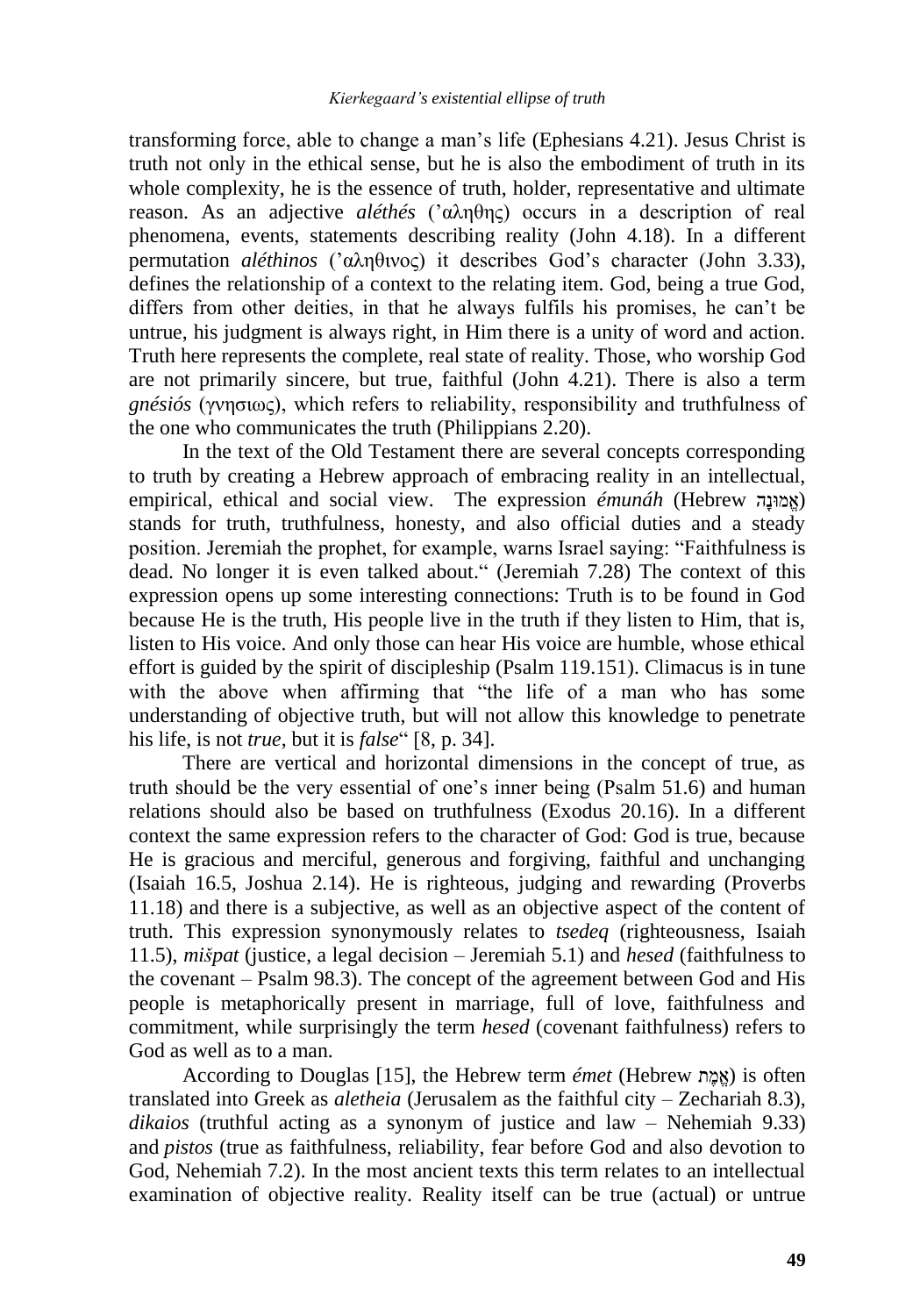transforming force, able to change a man's life (Ephesians 4.21). Jesus Christ is truth not only in the ethical sense, but he is also the embodiment of truth in its whole complexity, he is the essence of truth, holder, representative and ultimate reason. As an adjective *aléthés* ('αληθης) occurs in a description of real phenomena, events, statements describing reality (John 4.18). In a different permutation *aléthinos* ('αληθινος) it describes God's character (John 3.33), defines the relationship of a context to the relating item. God, being a true God, differs from other deities, in that he always fulfils his promises, he can't be untrue, his judgment is always right, in Him there is a unity of word and action. Truth here represents the complete, real state of reality. Those, who worship God are not primarily sincere, but true, faithful (John 4.21). There is also a term *gnésiós* (γνησιως), which refers to reliability, responsibility and truthfulness of the one who communicates the truth (Philippians 2.20).

In the text of the Old Testament there are several concepts corresponding to truth by creating a Hebrew approach of embracing reality in an intellectual, empirical, ethical and social view. The expression *émunáh* (Hebrew אֱמוּנָה) stands for truth, truthfulness, honesty, and also official duties and a steady position. Jeremiah the prophet, for example, warns Israel saying: "Faithfulness is dead. No longer it is even talked about." (Jeremiah 7.28) The context of this expression opens up some interesting connections: Truth is to be found in God because He is the truth, His people live in the truth if they listen to Him, that is, listen to His voice. And only those can hear His voice are humble, whose ethical effort is guided by the spirit of discipleship (Psalm 119.151). Climacus is in tune with the above when affirming that "the life of a man who has some understanding of objective truth, but will not allow this knowledge to penetrate his life, is not *true*, but it is *false*" [8, p. 34].

There are vertical and horizontal dimensions in the concept of true, as truth should be the very essential of one's inner being (Psalm 51.6) and human relations should also be based on truthfulness (Exodus 20.16). In a different context the same expression refers to the character of God: God is true, because He is gracious and merciful, generous and forgiving, faithful and unchanging (Isaiah 16.5, Joshua 2.14). He is righteous, judging and rewarding (Proverbs 11.18) and there is a subjective, as well as an objective aspect of the content of truth. This expression synonymously relates to *tsedeq* (righteousness, Isaiah 11.5), *mišpat* (justice, a legal decision – Jeremiah 5.1) and *hesed* (faithfulness to the covenant – Psalm 98.3). The concept of the agreement between God and His people is metaphorically present in marriage, full of love, faithfulness and commitment, while surprisingly the term *hesed* (covenant faithfulness) refers to God as well as to a man.

According to Douglas [15], the Hebrew term *émet* (Hebrew אֱמֶת) is often translated into Greek as *aletheia* (Jerusalem as the faithful city – Zechariah 8.3), *dikaios* (truthful acting as a synonym of justice and law – Nehemiah 9.33) and *pistos* (true as faithfulness, reliability, fear before God and also devotion to God, Nehemiah 7.2). In the most ancient texts this term relates to an intellectual examination of objective reality. Reality itself can be true (actual) or untrue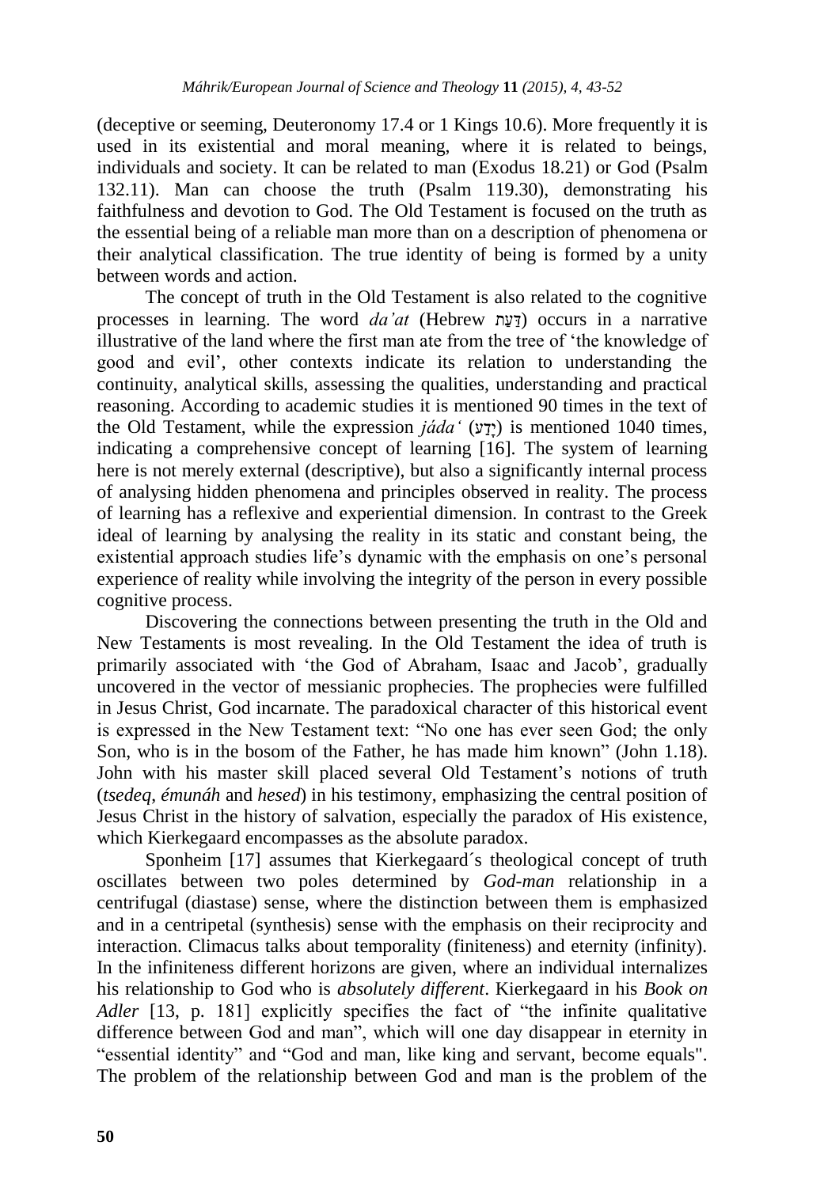(deceptive or seeming, Deuteronomy 17.4 or 1 Kings 10.6). More frequently it is used in its existential and moral meaning, where it is related to beings, individuals and society. It can be related to man (Exodus 18.21) or God (Psalm 132.11). Man can choose the truth (Psalm 119.30), demonstrating his faithfulness and devotion to God. The Old Testament is focused on the truth as the essential being of a reliable man more than on a description of phenomena or their analytical classification. The true identity of being is formed by a unity between words and action.

The concept of truth in the Old Testament is also related to the cognitive processes in learning. The word *da'at* (Hebrew דַּעַת) occurs in a narrative illustrative of the land where the first man ate from the tree of 'the knowledge of good and evil', other contexts indicate its relation to understanding the continuity, analytical skills, assessing the qualities, understanding and practical reasoning. According to academic studies it is mentioned 90 times in the text of the Old Testament, while the expression *jáda'* (יָדַע) is mentioned 1040 times, indicating a comprehensive concept of learning [16]. The system of learning here is not merely external (descriptive), but also a significantly internal process of analysing hidden phenomena and principles observed in reality. The process of learning has a reflexive and experiential dimension. In contrast to the Greek ideal of learning by analysing the reality in its static and constant being, the existential approach studies life's dynamic with the emphasis on one's personal experience of reality while involving the integrity of the person in every possible cognitive process.

Discovering the connections between presenting the truth in the Old and New Testaments is most revealing. In the Old Testament the idea of truth is primarily associated with 'the God of Abraham, Isaac and Jacob', gradually uncovered in the vector of messianic prophecies. The prophecies were fulfilled in Jesus Christ, God incarnate. The paradoxical character of this historical event is expressed in the New Testament text: "No one has ever seen God; the only Son, who is in the bosom of the Father, he has made him known" (John 1.18). John with his master skill placed several Old Testament's notions of truth (*tsedeq*, *émunáh* and *hesed*) in his testimony, emphasizing the central position of Jesus Christ in the history of salvation, especially the paradox of His existence, which Kierkegaard encompasses as the absolute paradox.

Sponheim [17] assumes that Kierkegaard´s theological concept of truth oscillates between two poles determined by *God-man* relationship in a centrifugal (diastase) sense, where the distinction between them is emphasized and in a centripetal (synthesis) sense with the emphasis on their reciprocity and interaction. Climacus talks about temporality (finiteness) and eternity (infinity). In the infiniteness different horizons are given, where an individual internalizes his relationship to God who is *absolutely different*. Kierkegaard in his *Book on Adler* [13, p. 181] explicitly specifies the fact of "the infinite qualitative difference between God and man", which will one day disappear in eternity in "essential identity" and "God and man, like king and servant, become equals". The problem of the relationship between God and man is the problem of the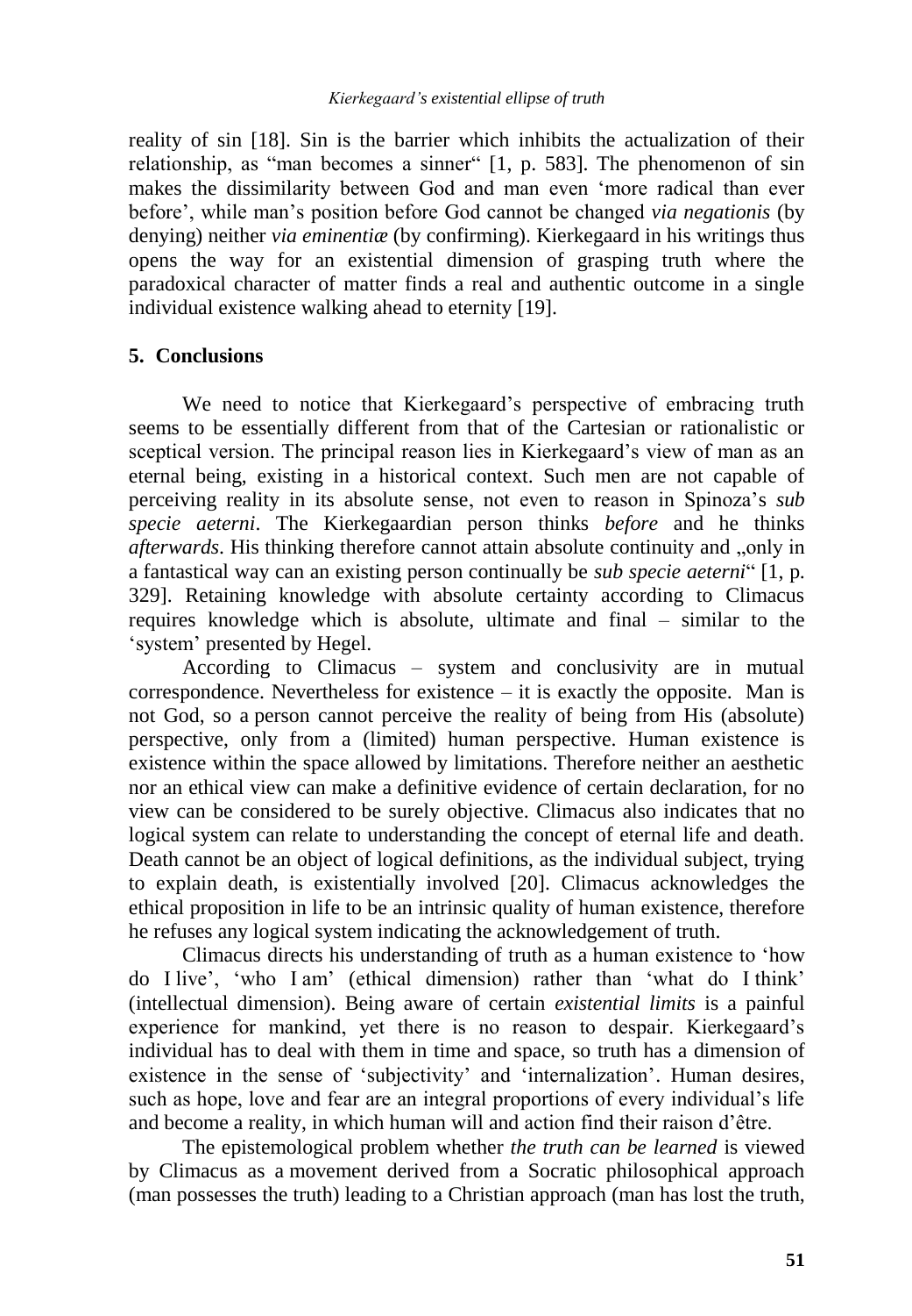reality of sin [18]. Sin is the barrier which inhibits the actualization of their relationship, as "man becomes a sinner" [1, p. 583]. The phenomenon of sin makes the dissimilarity between God and man even 'more radical than ever before', while man's position before God cannot be changed *via negationis* (by denying) neither *via eminentiæ* (by confirming). Kierkegaard in his writings thus opens the way for an existential dimension of grasping truth where the paradoxical character of matter finds a real and authentic outcome in a single individual existence walking ahead to eternity [19].

## 5. Conclusions

We need to notice that Kierkegaard's perspective of embracing truth seems to be essentially different from that of the Cartesian or rationalistic or sceptical version. The principal reason lies in Kierkegaard's view of man as an eternal being, existing in a historical context. Such men are not capable of perceiving reality in its absolute sense, not even to reason in Spinoza's *sub specie aeterni*. The Kierkegaardian person thinks *before* and he thinks *afterwards*. His thinking therefore cannot attain absolute continuity and „only in a fantastical way can an existing person continually be *sub specie aeterni*" [1, p. 329]. Retaining knowledge with absolute certainty according to Climacus requires knowledge which is absolute, ultimate and final – similar to the 'system' presented by Hegel.

According to Climacus – system and conclusivity are in mutual correspondence. Nevertheless for existence – it is exactly the opposite. Man is not God, so a person cannot perceive the reality of being from His (absolute) perspective, only from a (limited) human perspective. Human existence is existence within the space allowed by limitations. Therefore neither an aesthetic nor an ethical view can make a definitive evidence of certain declaration, for no view can be considered to be surely objective. Climacus also indicates that no logical system can relate to understanding the concept of eternal life and death. Death cannot be an object of logical definitions, as the individual subject, trying to explain death, is existentially involved [20]. Climacus acknowledges the ethical proposition in life to be an intrinsic quality of human existence, therefore he refuses any logical system indicating the acknowledgement of truth.

Climacus directs his understanding of truth as a human existence to 'how do I live', 'who I am' (ethical dimension) rather than 'what do I think' (intellectual dimension). Being aware of certain *existential limits* is a painful experience for mankind, yet there is no reason to despair. Kierkegaard's individual has to deal with them in time and space, so truth has a dimension of existence in the sense of 'subjectivity' and 'internalization'. Human desires, such as hope, love and fear are an integral proportions of every individual's life and become a reality, in which human will and action find their raison d'être.

The epistemological problem whether *the truth can be learned* is viewed by Climacus as a movement derived from a Socratic philosophical approach (man possesses the truth) leading to a Christian approach (man has lost the truth,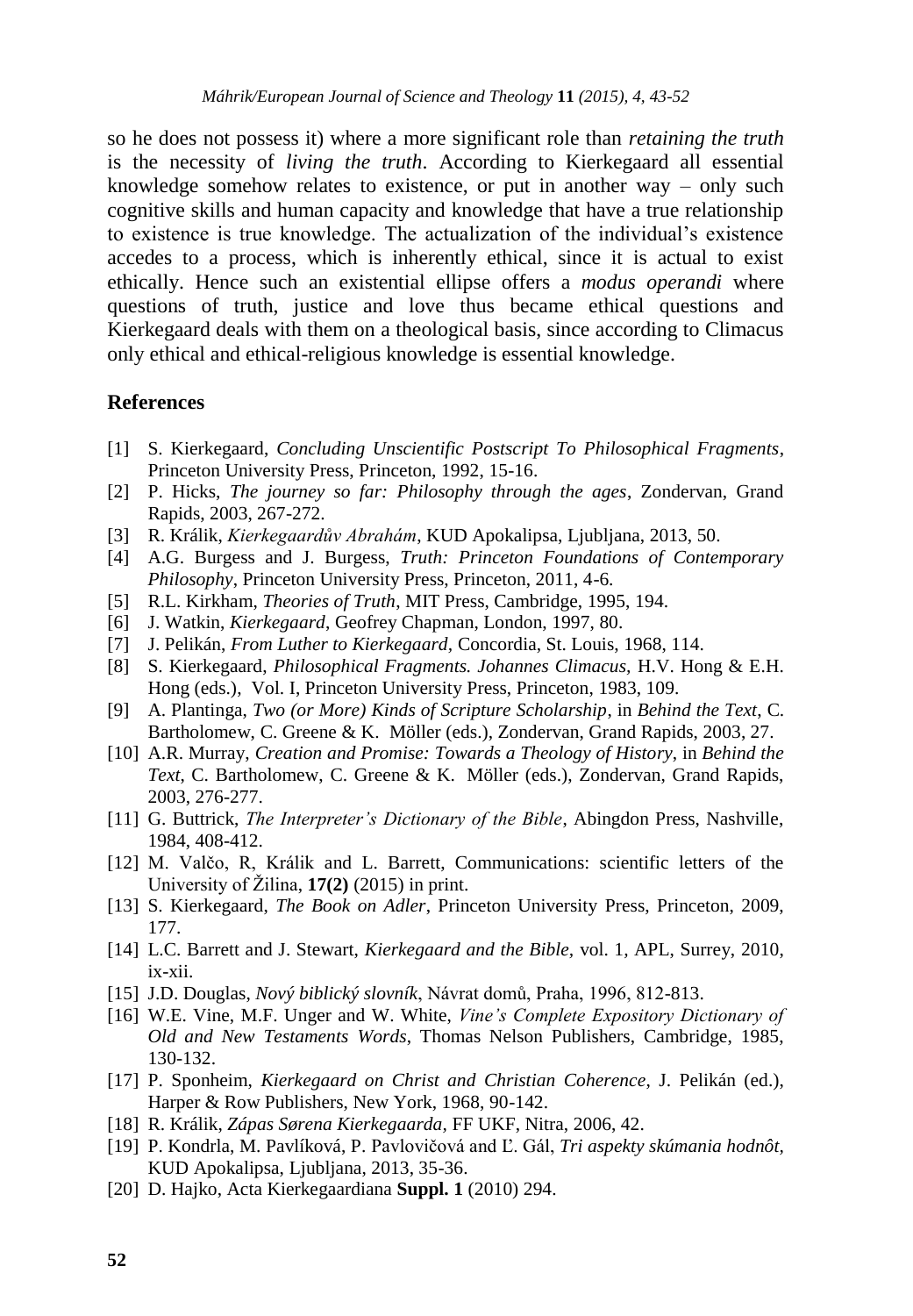so he does not possess it) where a more significant role than *retaining the truth* is the necessity of *living the truth*. According to Kierkegaard all essential knowledge somehow relates to existence, or put in another way – only such cognitive skills and human capacity and knowledge that have a true relationship to existence is true knowledge. The actualization of the individual's existence accedes to a process, which is inherently ethical, since it is actual to exist ethically. Hence such an existential ellipse offers a *modus operandi* where questions of truth, justice and love thus became ethical questions and Kierkegaard deals with them on a theological basis, since according to Climacus only ethical and ethical-religious knowledge is essential knowledge.

## References

[1] S. Kierkegaard, *Concluding Unscientific Postscript To Philosophical Fragments*, Princeton University Press, Princeton, 1992, 15-16.

[2] P. Hicks, *The journey so far: Philosophy through the ages*, Zondervan, Grand Rapids, 2003, 267-272.

[3] R. Králik, *Kierkegaardův Abrahám*, KUD Apokalipsa, Ljubljana, 2013, 50.

[4] A.G. Burgess and J. Burgess, *Truth: Princeton Foundations of Contemporary Philosophy*, Princeton University Press, Princeton, 2011, 4-6.

[5] R.L. Kirkham, *Theories of Truth*, MIT Press, Cambridge, 1995, 194.

[6] J. Watkin, *Kierkegaard*, Geofrey Chapman, London, 1997, 80.

[7] J. Pelikán, *From Luther to Kierkegaard*, Concordia, St. Louis, 1968, 114.

[8] S. Kierkegaard, *Philosophical Fragments. Johannes Climacus*, H.V. Hong & E.H. Hong (eds.), Vol. I, Princeton University Press, Princeton, 1983, 109.

[9] A. Plantinga, *Two (or More) Kinds of Scripture Scholarship*, in *Behind the Text*, C. Bartholomew, C. Greene & K. Möller (eds.), Zondervan, Grand Rapids, 2003, 27.

[10] A.R. Murray, *Creation and Promise: Towards a Theology of History*, in *Behind the Text*, C. Bartholomew, C. Greene & K. Möller (eds.), Zondervan, Grand Rapids, 2003, 276-277.

[11] G. Buttrick, *The Interpreter's Dictionary of the Bible*, Abingdon Press, Nashville, 1984, 408-412.

[12] M. Valčo, R, Králik and L. Barrett, Communications: scientific letters of the University of Žilina, **17(2)** (2015) in print.

[13] S. Kierkegaard, *The Book on Adler*, Princeton University Press, Princeton, 2009, 177.

[14] L.C. Barrett and J. Stewart, *Kierkegaard and the Bible*, vol. 1, APL, Surrey, 2010, ix-xii.

[15] J.D. Douglas, *Nový biblický slovník*, Návrat domů, Praha, 1996, 812-813.

[16] W.E. Vine, M.F. Unger and W. White, *Vine's Complete Expository Dictionary of Old and New Testaments Words*, Thomas Nelson Publishers, Cambridge, 1985, 130-132.

[17] P. Sponheim, *Kierkegaard on Christ and Christian Coherence*, J. Pelikán (ed.), Harper & Row Publishers, New York, 1968, 90-142.

[18] R. Králik, *Zápas Sørena Kierkegaarda*, FF UKF, Nitra, 2006, 42.

[19] P. Kondrla, M. Pavlíková, P. Pavlovičová and Ľ. Gál, *Tri aspekty skúmania hodnôt*, KUD Apokalipsa, Ljubljana, 2013, 35-36.

[20] D. Hajko, Acta Kierkegaardiana **Suppl. 1** (2010) 294.